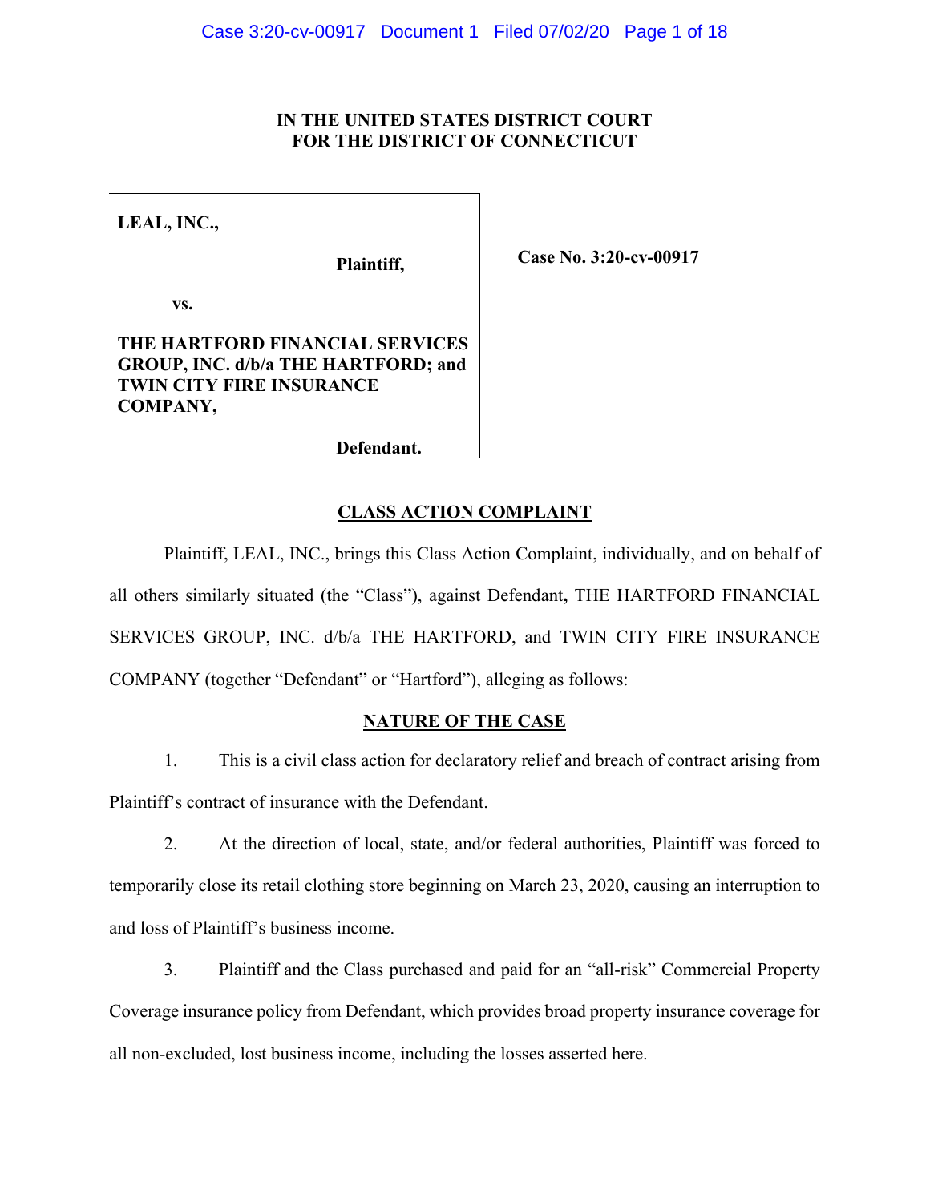**IN THE UNITED STATES DISTRICT COURT**
**FOR THE DISTRICT OF CONNECTICUT**

**LEAL, INC.,**

**Plaintiff,**

**vs.**

**THE HARTFORD FINANCIAL SERVICES GROUP, INC. d/b/a THE HARTFORD; and TWIN CITY FIRE INSURANCE COMPANY,**

**Defendant.**

**Case No. 3:20-cv-00917**

## CLASS ACTION COMPLAINT

Plaintiff, LEAL, INC., brings this Class Action Complaint, individually, and on behalf of all others similarly situated (the "Class"), against Defendant**,** THE HARTFORD FINANCIAL SERVICES GROUP, INC. d/b/a THE HARTFORD, and TWIN CITY FIRE INSURANCE COMPANY (together "Defendant" or "Hartford"), alleging as follows:

## NATURE OF THE CASE

1. This is a civil class action for declaratory relief and breach of contract arising from Plaintiff's contract of insurance with the Defendant.

2. At the direction of local, state, and/or federal authorities, Plaintiff was forced to temporarily close its retail clothing store beginning on March 23, 2020, causing an interruption to and loss of Plaintiff's business income.

3. Plaintiff and the Class purchased and paid for an "all-risk" Commercial Property Coverage insurance policy from Defendant, which provides broad property insurance coverage for all non-excluded, lost business income, including the losses asserted here.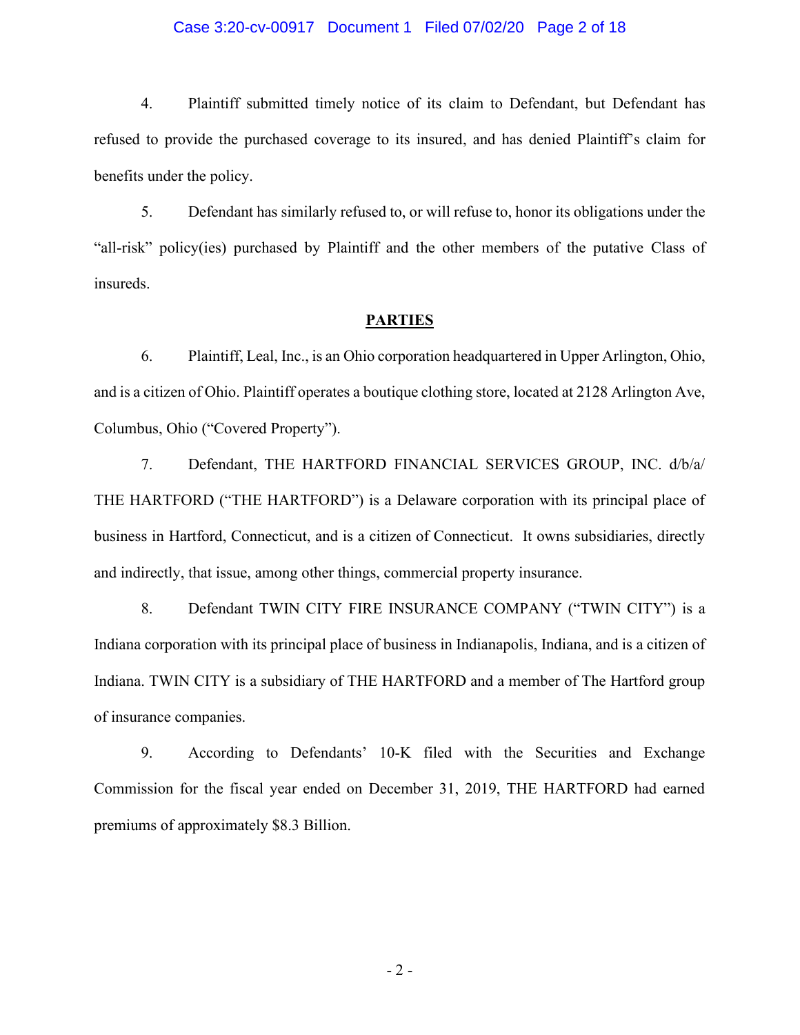4. Plaintiff submitted timely notice of its claim to Defendant, but Defendant has refused to provide the purchased coverage to its insured, and has denied Plaintiff's claim for benefits under the policy.

5. Defendant has similarly refused to, or will refuse to, honor its obligations under the "all-risk" policy(ies) purchased by Plaintiff and the other members of the putative Class of insureds.

## PARTIES

6. Plaintiff, Leal, Inc., is an Ohio corporation headquartered in Upper Arlington, Ohio, and is a citizen of Ohio. Plaintiff operates a boutique clothing store, located at 2128 Arlington Ave, Columbus, Ohio ("Covered Property").

7. Defendant, THE HARTFORD FINANCIAL SERVICES GROUP, INC. d/b/a/ THE HARTFORD ("THE HARTFORD") is a Delaware corporation with its principal place of business in Hartford, Connecticut, and is a citizen of Connecticut. It owns subsidiaries, directly and indirectly, that issue, among other things, commercial property insurance.

8. Defendant TWIN CITY FIRE INSURANCE COMPANY ("TWIN CITY") is a Indiana corporation with its principal place of business in Indianapolis, Indiana, and is a citizen of Indiana. TWIN CITY is a subsidiary of THE HARTFORD and a member of The Hartford group of insurance companies.

9. According to Defendants' 10-K filed with the Securities and Exchange Commission for the fiscal year ended on December 31, 2019, THE HARTFORD had earned premiums of approximately $8.3 Billion.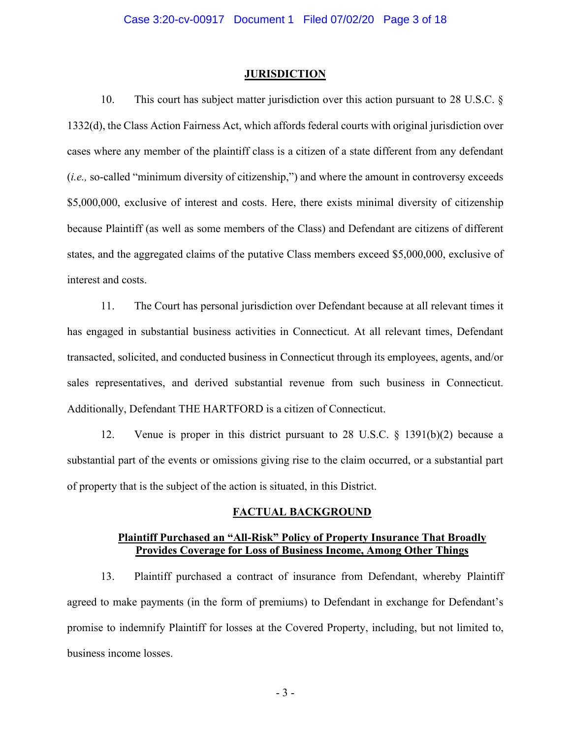## JURISDICTION

10. This court has subject matter jurisdiction over this action pursuant to 28 U.S.C. § 1332(d), the Class Action Fairness Act, which affords federal courts with original jurisdiction over cases where any member of the plaintiff class is a citizen of a state different from any defendant (*i.e.,* so-called "minimum diversity of citizenship,") and where the amount in controversy exceeds $5,000,000, exclusive of interest and costs. Here, there exists minimal diversity of citizenship because Plaintiff (as well as some members of the Class) and Defendant are citizens of different states, and the aggregated claims of the putative Class members exceed $5,000,000, exclusive of interest and costs.

11. The Court has personal jurisdiction over Defendant because at all relevant times it has engaged in substantial business activities in Connecticut. At all relevant times, Defendant transacted, solicited, and conducted business in Connecticut through its employees, agents, and/or sales representatives, and derived substantial revenue from such business in Connecticut. Additionally, Defendant THE HARTFORD is a citizen of Connecticut.

12. Venue is proper in this district pursuant to 28 U.S.C. § 1391(b)(2) because a substantial part of the events or omissions giving rise to the claim occurred, or a substantial part of property that is the subject of the action is situated, in this District.

## FACTUAL BACKGROUND

### Plaintiff Purchased an "All-Risk" Policy of Property Insurance That Broadly Provides Coverage for Loss of Business Income, Among Other Things

13. Plaintiff purchased a contract of insurance from Defendant, whereby Plaintiff agreed to make payments (in the form of premiums) to Defendant in exchange for Defendant's promise to indemnify Plaintiff for losses at the Covered Property, including, but not limited to, business income losses.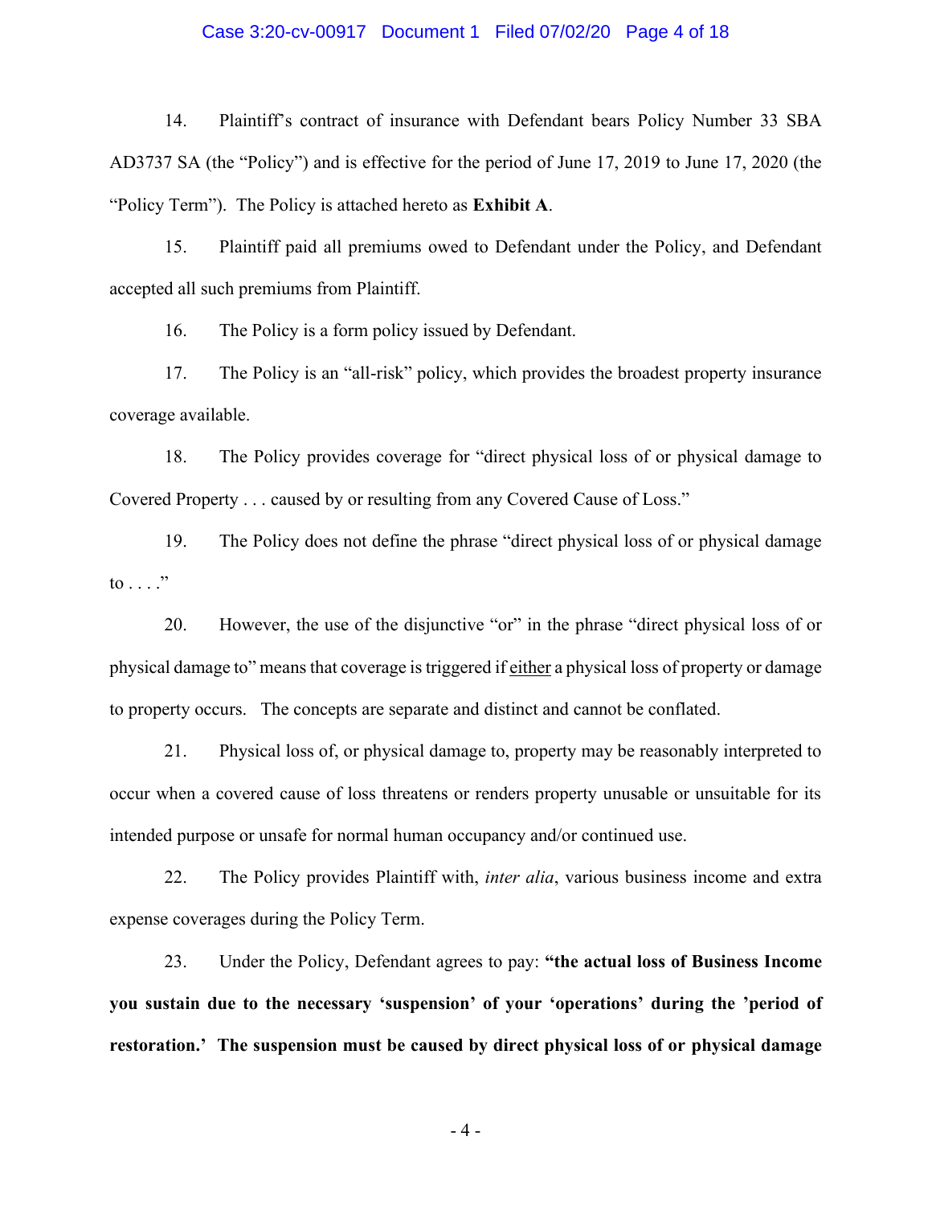14. Plaintiff's contract of insurance with Defendant bears Policy Number 33 SBA AD3737 SA (the "Policy") and is effective for the period of June 17, 2019 to June 17, 2020 (the "Policy Term"). The Policy is attached hereto as **Exhibit A**.

15. Plaintiff paid all premiums owed to Defendant under the Policy, and Defendant accepted all such premiums from Plaintiff.

16. The Policy is a form policy issued by Defendant.

17. The Policy is an "all-risk" policy, which provides the broadest property insurance coverage available.

18. The Policy provides coverage for "direct physical loss of or physical damage to Covered Property . . . caused by or resulting from any Covered Cause of Loss."

19. The Policy does not define the phrase "direct physical loss of or physical damage to . . . ."

20. However, the use of the disjunctive "or" in the phrase "direct physical loss of or physical damage to" means that coverage is triggered if <u>either</u> a physical loss of property or damage to property occurs. The concepts are separate and distinct and cannot be conflated.

21. Physical loss of, or physical damage to, property may be reasonably interpreted to occur when a covered cause of loss threatens or renders property unusable or unsuitable for its intended purpose or unsafe for normal human occupancy and/or continued use.

22. The Policy provides Plaintiff with, *inter alia*, various business income and extra expense coverages during the Policy Term.

23. Under the Policy, Defendant agrees to pay: **"the actual loss of Business Income you sustain due to the necessary 'suspension' of your 'operations' during the 'period of restoration.' The suspension must be caused by direct physical loss of or physical damage**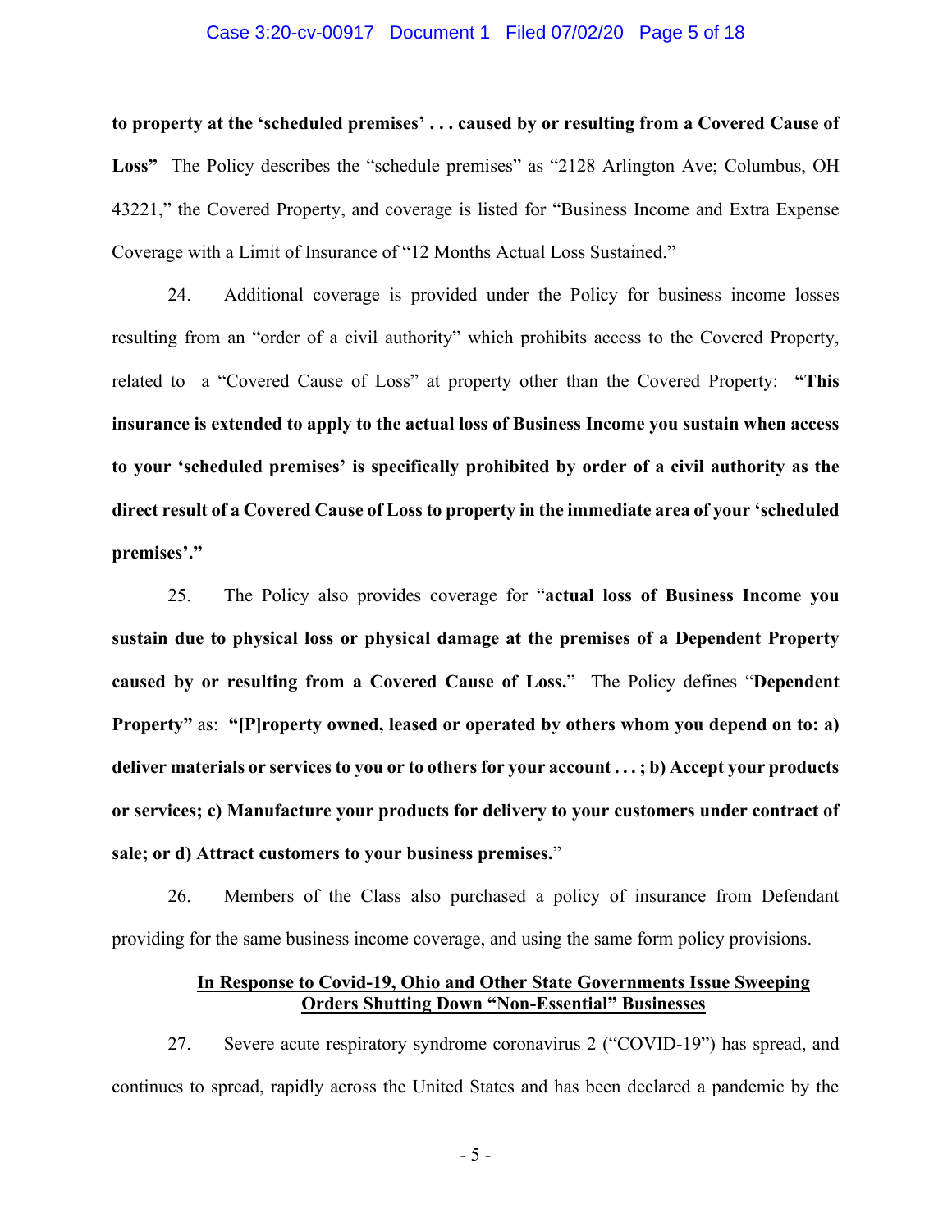**to property at the 'scheduled premises' . . . caused by or resulting from a Covered Cause of Loss"** The Policy describes the "schedule premises" as "2128 Arlington Ave; Columbus, OH 43221," the Covered Property, and coverage is listed for "Business Income and Extra Expense Coverage with a Limit of Insurance of "12 Months Actual Loss Sustained."

24. Additional coverage is provided under the Policy for business income losses resulting from an "order of a civil authority" which prohibits access to the Covered Property, related to a "Covered Cause of Loss" at property other than the Covered Property: **"This insurance is extended to apply to the actual loss of Business Income you sustain when access to your 'scheduled premises' is specifically prohibited by order of a civil authority as the direct result of a Covered Cause of Loss to property in the immediate area of your 'scheduled premises'."**

25. The Policy also provides coverage for "**actual loss of Business Income you sustain due to physical loss or physical damage at the premises of a Dependent Property caused by or resulting from a Covered Cause of Loss.**" The Policy defines "**Dependent Property"** as: **"[P]roperty owned, leased or operated by others whom you depend on to: a) deliver materials or services to you or to others for your account . . . ; b) Accept your products or services; c) Manufacture your products for delivery to your customers under contract of sale; or d) Attract customers to your business premises.**"

26. Members of the Class also purchased a policy of insurance from Defendant providing for the same business income coverage, and using the same form policy provisions.

**<u>In Response to Covid-19, Ohio and Other State Governments Issue Sweeping Orders Shutting Down "Non-Essential" Businesses</u>**

27. Severe acute respiratory syndrome coronavirus 2 ("COVID-19") has spread, and continues to spread, rapidly across the United States and has been declared a pandemic by the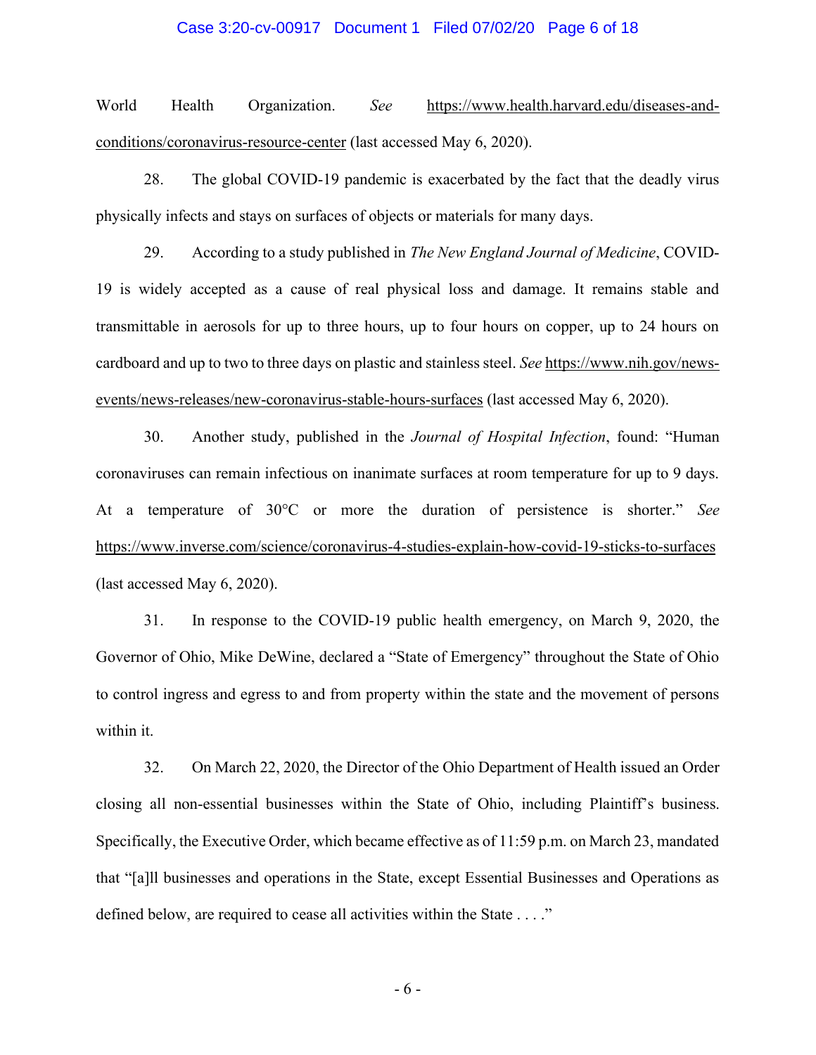World Health Organization. *See* https://www.health.harvard.edu/diseases-and-conditions/coronavirus-resource-center (last accessed May 6, 2020).

28. The global COVID-19 pandemic is exacerbated by the fact that the deadly virus physically infects and stays on surfaces of objects or materials for many days.

29. According to a study published in *The New England Journal of Medicine*, COVID-19 is widely accepted as a cause of real physical loss and damage. It remains stable and transmittable in aerosols for up to three hours, up to four hours on copper, up to 24 hours on cardboard and up to two to three days on plastic and stainless steel. *See* https://www.nih.gov/news-events/news-releases/new-coronavirus-stable-hours-surfaces (last accessed May 6, 2020).

30. Another study, published in the *Journal of Hospital Infection*, found: "Human coronaviruses can remain infectious on inanimate surfaces at room temperature for up to 9 days. At a temperature of 30°C or more the duration of persistence is shorter." *See* https://www.inverse.com/science/coronavirus-4-studies-explain-how-covid-19-sticks-to-surfaces (last accessed May 6, 2020).

31. In response to the COVID-19 public health emergency, on March 9, 2020, the Governor of Ohio, Mike DeWine, declared a "State of Emergency" throughout the State of Ohio to control ingress and egress to and from property within the state and the movement of persons within it.

32. On March 22, 2020, the Director of the Ohio Department of Health issued an Order closing all non-essential businesses within the State of Ohio, including Plaintiff's business. Specifically, the Executive Order, which became effective as of 11:59 p.m. on March 23, mandated that "[a]ll businesses and operations in the State, except Essential Businesses and Operations as defined below, are required to cease all activities within the State . . . ."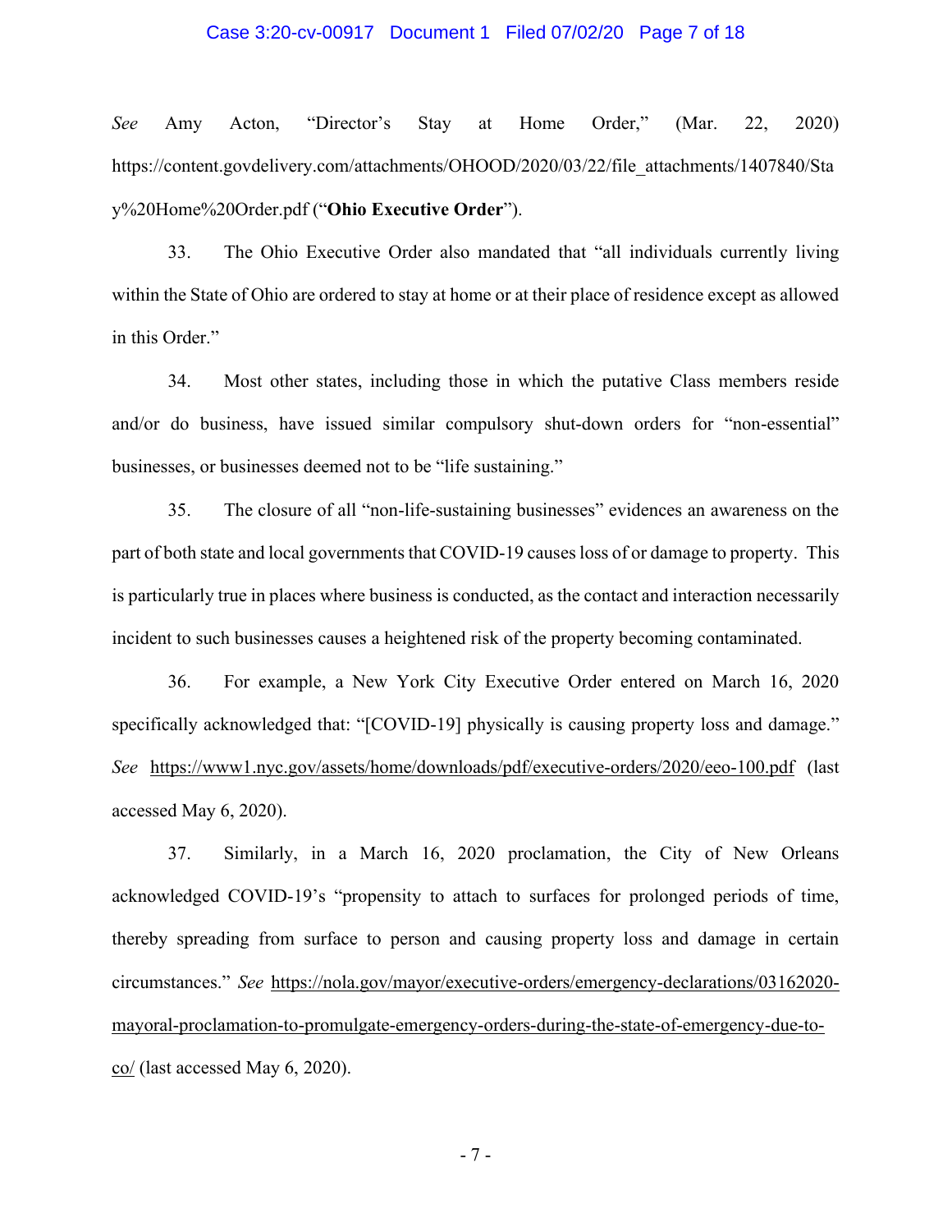*See* Amy Acton, "Director's Stay at Home Order," (Mar. 22, 2020) https://content.govdelivery.com/attachments/OHOOD/2020/03/22/file_attachments/1407840/Stay%20Home%20Order.pdf ("**Ohio Executive Order**").

33. The Ohio Executive Order also mandated that "all individuals currently living within the State of Ohio are ordered to stay at home or at their place of residence except as allowed in this Order."

34. Most other states, including those in which the putative Class members reside and/or do business, have issued similar compulsory shut-down orders for "non-essential" businesses, or businesses deemed not to be "life sustaining."

35. The closure of all "non-life-sustaining businesses" evidences an awareness on the part of both state and local governments that COVID-19 causes loss of or damage to property. This is particularly true in places where business is conducted, as the contact and interaction necessarily incident to such businesses causes a heightened risk of the property becoming contaminated.

36. For example, a New York City Executive Order entered on March 16, 2020 specifically acknowledged that: "[COVID-19] physically is causing property loss and damage." *See* https://www1.nyc.gov/assets/home/downloads/pdf/executive-orders/2020/eeo-100.pdf (last accessed May 6, 2020).

37. Similarly, in a March 16, 2020 proclamation, the City of New Orleans acknowledged COVID-19's "propensity to attach to surfaces for prolonged periods of time, thereby spreading from surface to person and causing property loss and damage in certain circumstances." *See* https://nola.gov/mayor/executive-orders/emergency-declarations/03162020-mayoral-proclamation-to-promulgate-emergency-orders-during-the-state-of-emergency-due-to-co/ (last accessed May 6, 2020).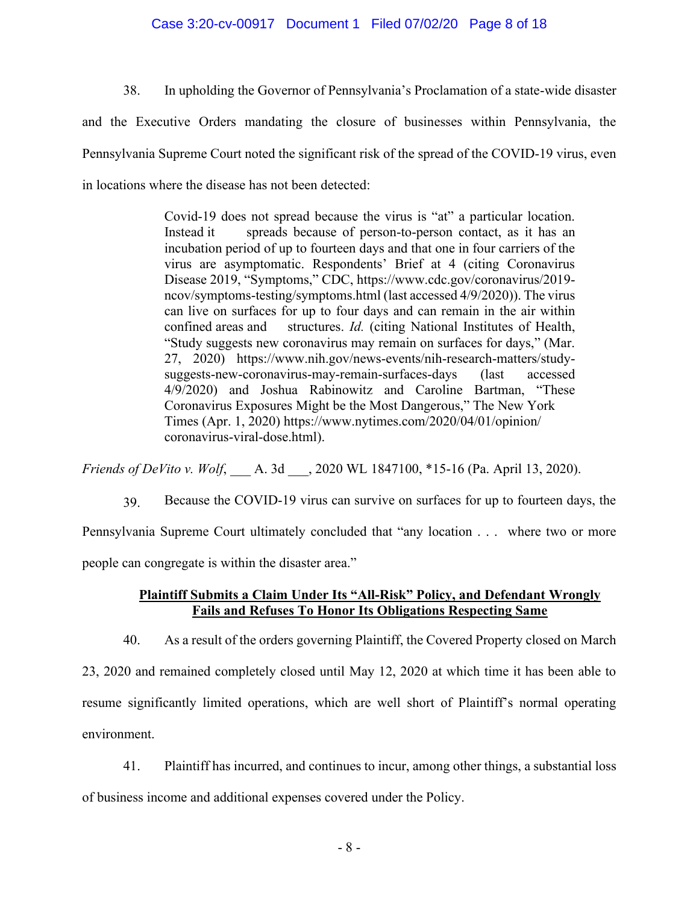38. In upholding the Governor of Pennsylvania's Proclamation of a state-wide disaster and the Executive Orders mandating the closure of businesses within Pennsylvania, the Pennsylvania Supreme Court noted the significant risk of the spread of the COVID-19 virus, even in locations where the disease has not been detected:

> Covid-19 does not spread because the virus is "at" a particular location. Instead it spreads because of person-to-person contact, as it has an incubation period of up to fourteen days and that one in four carriers of the virus are asymptomatic. Respondents' Brief at 4 (citing Coronavirus Disease 2019, "Symptoms," CDC, https://www.cdc.gov/coronavirus/2019-ncov/symptoms-testing/symptoms.html (last accessed 4/9/2020)). The virus can live on surfaces for up to four days and can remain in the air within confined areas and structures. *Id.* (citing National Institutes of Health, "Study suggests new coronavirus may remain on surfaces for days," (Mar. 27, 2020) https://www.nih.gov/news-events/nih-research-matters/study-suggests-new-coronavirus-may-remain-surfaces-days (last accessed 4/9/2020) and Joshua Rabinowitz and Caroline Bartman, "These Coronavirus Exposures Might be the Most Dangerous," The New York Times (Apr. 1, 2020) https://www.nytimes.com/2020/04/01/opinion/coronavirus-viral-dose.html).

*Friends of DeVito v. Wolf*, ___ A. 3d ___, 2020 WL 1847100, *15-16 (Pa. April 13, 2020).

39. Because the COVID-19 virus can survive on surfaces for up to fourteen days, the Pennsylvania Supreme Court ultimately concluded that "any location . . . where two or more people can congregate is within the disaster area."

**<u>Plaintiff Submits a Claim Under Its "All-Risk" Policy, and Defendant Wrongly Fails and Refuses To Honor Its Obligations Respecting Same</u>**

40. As a result of the orders governing Plaintiff, the Covered Property closed on March 23, 2020 and remained completely closed until May 12, 2020 at which time it has been able to resume significantly limited operations, which are well short of Plaintiff's normal operating environment.

41. Plaintiff has incurred, and continues to incur, among other things, a substantial loss of business income and additional expenses covered under the Policy.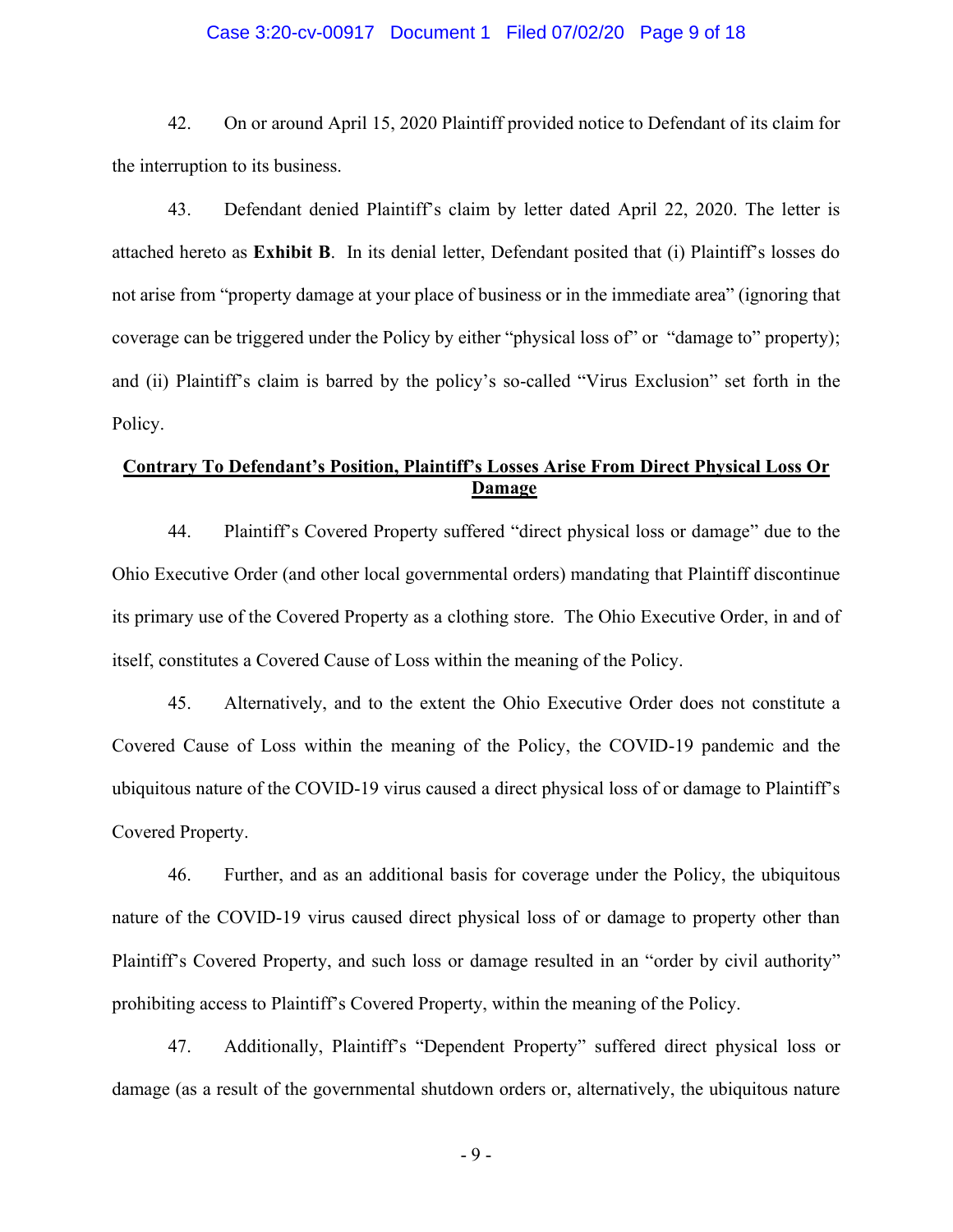42. On or around April 15, 2020 Plaintiff provided notice to Defendant of its claim for the interruption to its business.

43. Defendant denied Plaintiff's claim by letter dated April 22, 2020. The letter is attached hereto as **Exhibit B**. In its denial letter, Defendant posited that (i) Plaintiff's losses do not arise from "property damage at your place of business or in the immediate area" (ignoring that coverage can be triggered under the Policy by either "physical loss of" or "damage to" property); and (ii) Plaintiff's claim is barred by the policy's so-called "Virus Exclusion" set forth in the Policy.

**<u>Contrary To Defendant's Position, Plaintiff's Losses Arise From Direct Physical Loss Or Damage</u>**

44. Plaintiff's Covered Property suffered "direct physical loss or damage" due to the Ohio Executive Order (and other local governmental orders) mandating that Plaintiff discontinue its primary use of the Covered Property as a clothing store. The Ohio Executive Order, in and of itself, constitutes a Covered Cause of Loss within the meaning of the Policy.

45. Alternatively, and to the extent the Ohio Executive Order does not constitute a Covered Cause of Loss within the meaning of the Policy, the COVID-19 pandemic and the ubiquitous nature of the COVID-19 virus caused a direct physical loss of or damage to Plaintiff's Covered Property.

46. Further, and as an additional basis for coverage under the Policy, the ubiquitous nature of the COVID-19 virus caused direct physical loss of or damage to property other than Plaintiff's Covered Property, and such loss or damage resulted in an "order by civil authority" prohibiting access to Plaintiff's Covered Property, within the meaning of the Policy.

47. Additionally, Plaintiff's "Dependent Property" suffered direct physical loss or damage (as a result of the governmental shutdown orders or, alternatively, the ubiquitous nature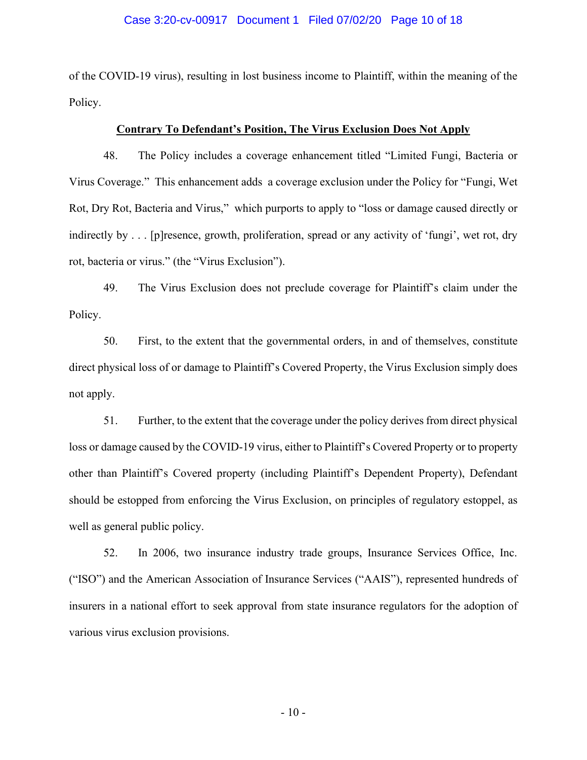of the COVID-19 virus), resulting in lost business income to Plaintiff, within the meaning of the Policy.

**<u>Contrary To Defendant's Position, The Virus Exclusion Does Not Apply</u>**

48. The Policy includes a coverage enhancement titled "Limited Fungi, Bacteria or Virus Coverage." This enhancement adds a coverage exclusion under the Policy for "Fungi, Wet Rot, Dry Rot, Bacteria and Virus," which purports to apply to "loss or damage caused directly or indirectly by . . . [p]resence, growth, proliferation, spread or any activity of 'fungi', wet rot, dry rot, bacteria or virus." (the "Virus Exclusion").

49. The Virus Exclusion does not preclude coverage for Plaintiff's claim under the Policy.

50. First, to the extent that the governmental orders, in and of themselves, constitute direct physical loss of or damage to Plaintiff's Covered Property, the Virus Exclusion simply does not apply.

51. Further, to the extent that the coverage under the policy derives from direct physical loss or damage caused by the COVID-19 virus, either to Plaintiff's Covered Property or to property other than Plaintiff's Covered property (including Plaintiff's Dependent Property), Defendant should be estopped from enforcing the Virus Exclusion, on principles of regulatory estoppel, as well as general public policy.

52. In 2006, two insurance industry trade groups, Insurance Services Office, Inc. ("ISO") and the American Association of Insurance Services ("AAIS"), represented hundreds of insurers in a national effort to seek approval from state insurance regulators for the adoption of various virus exclusion provisions.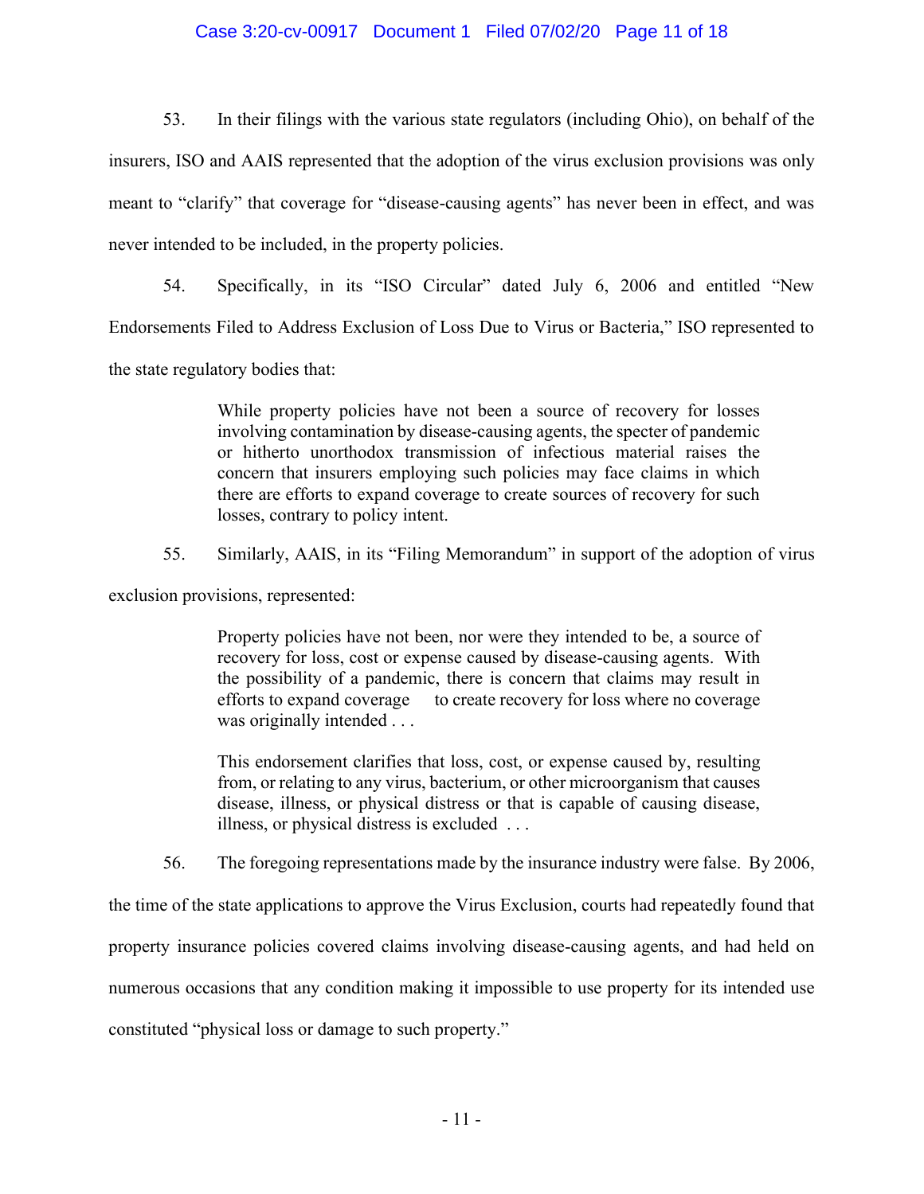53. In their filings with the various state regulators (including Ohio), on behalf of the insurers, ISO and AAIS represented that the adoption of the virus exclusion provisions was only meant to "clarify" that coverage for "disease-causing agents" has never been in effect, and was never intended to be included, in the property policies.

54. Specifically, in its "ISO Circular" dated July 6, 2006 and entitled "New Endorsements Filed to Address Exclusion of Loss Due to Virus or Bacteria," ISO represented to the state regulatory bodies that:

> While property policies have not been a source of recovery for losses involving contamination by disease-causing agents, the specter of pandemic or hitherto unorthodox transmission of infectious material raises the concern that insurers employing such policies may face claims in which there are efforts to expand coverage to create sources of recovery for such losses, contrary to policy intent.

55. Similarly, AAIS, in its "Filing Memorandum" in support of the adoption of virus exclusion provisions, represented:

> Property policies have not been, nor were they intended to be, a source of recovery for loss, cost or expense caused by disease-causing agents. With the possibility of a pandemic, there is concern that claims may result in efforts to expand coverage to create recovery for loss where no coverage was originally intended . . .
>
> This endorsement clarifies that loss, cost, or expense caused by, resulting from, or relating to any virus, bacterium, or other microorganism that causes disease, illness, or physical distress or that is capable of causing disease, illness, or physical distress is excluded . . .

56. The foregoing representations made by the insurance industry were false. By 2006, the time of the state applications to approve the Virus Exclusion, courts had repeatedly found that property insurance policies covered claims involving disease-causing agents, and had held on numerous occasions that any condition making it impossible to use property for its intended use constituted "physical loss or damage to such property."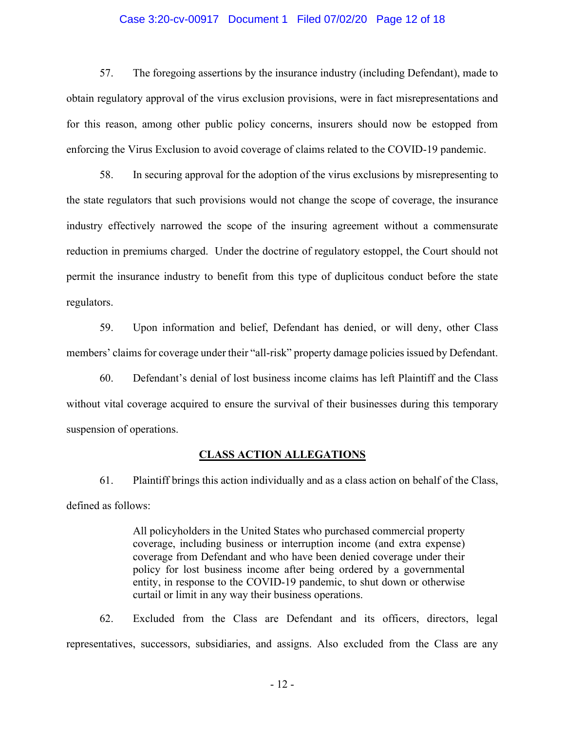57. The foregoing assertions by the insurance industry (including Defendant), made to obtain regulatory approval of the virus exclusion provisions, were in fact misrepresentations and for this reason, among other public policy concerns, insurers should now be estopped from enforcing the Virus Exclusion to avoid coverage of claims related to the COVID-19 pandemic.

58. In securing approval for the adoption of the virus exclusions by misrepresenting to the state regulators that such provisions would not change the scope of coverage, the insurance industry effectively narrowed the scope of the insuring agreement without a commensurate reduction in premiums charged. Under the doctrine of regulatory estoppel, the Court should not permit the insurance industry to benefit from this type of duplicitous conduct before the state regulators.

59. Upon information and belief, Defendant has denied, or will deny, other Class members' claims for coverage under their "all-risk" property damage policies issued by Defendant.

60. Defendant's denial of lost business income claims has left Plaintiff and the Class without vital coverage acquired to ensure the survival of their businesses during this temporary suspension of operations.

## CLASS ACTION ALLEGATIONS

61. Plaintiff brings this action individually and as a class action on behalf of the Class, defined as follows:

> All policyholders in the United States who purchased commercial property coverage, including business or interruption income (and extra expense) coverage from Defendant and who have been denied coverage under their policy for lost business income after being ordered by a governmental entity, in response to the COVID-19 pandemic, to shut down or otherwise curtail or limit in any way their business operations.

62. Excluded from the Class are Defendant and its officers, directors, legal representatives, successors, subsidiaries, and assigns. Also excluded from the Class are any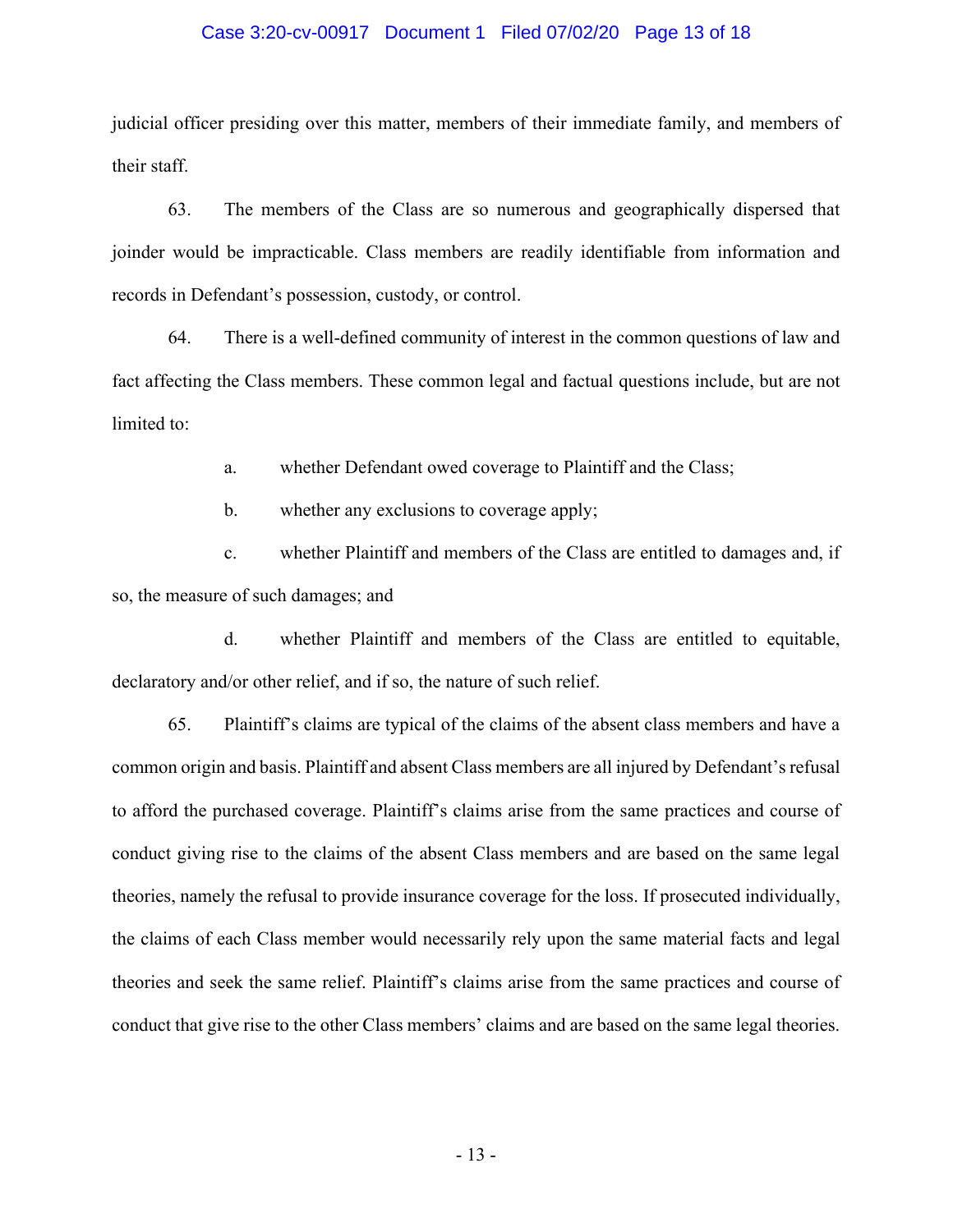judicial officer presiding over this matter, members of their immediate family, and members of their staff.

63. The members of the Class are so numerous and geographically dispersed that joinder would be impracticable. Class members are readily identifiable from information and records in Defendant's possession, custody, or control.

64. There is a well-defined community of interest in the common questions of law and fact affecting the Class members. These common legal and factual questions include, but are not limited to:

a. whether Defendant owed coverage to Plaintiff and the Class;

b. whether any exclusions to coverage apply;

c. whether Plaintiff and members of the Class are entitled to damages and, if so, the measure of such damages; and

d. whether Plaintiff and members of the Class are entitled to equitable, declaratory and/or other relief, and if so, the nature of such relief.

65. Plaintiff's claims are typical of the claims of the absent class members and have a common origin and basis. Plaintiff and absent Class members are all injured by Defendant's refusal to afford the purchased coverage. Plaintiff's claims arise from the same practices and course of conduct giving rise to the claims of the absent Class members and are based on the same legal theories, namely the refusal to provide insurance coverage for the loss. If prosecuted individually, the claims of each Class member would necessarily rely upon the same material facts and legal theories and seek the same relief. Plaintiff's claims arise from the same practices and course of conduct that give rise to the other Class members' claims and are based on the same legal theories.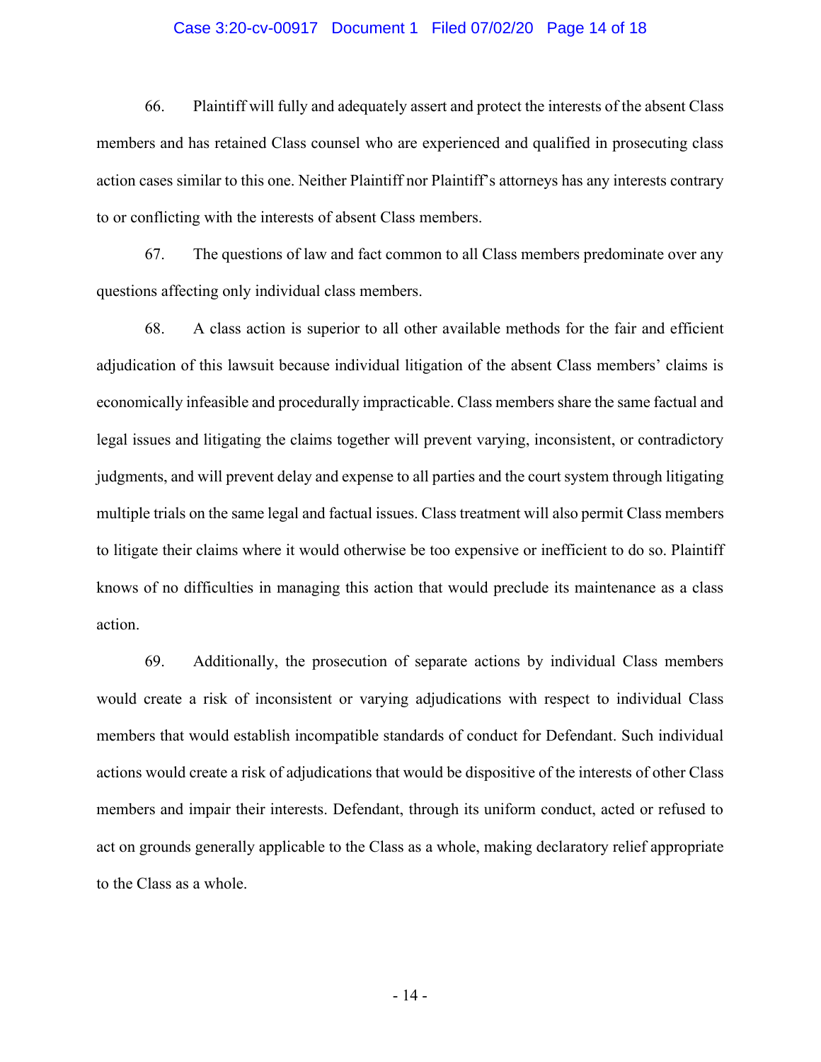66. Plaintiff will fully and adequately assert and protect the interests of the absent Class members and has retained Class counsel who are experienced and qualified in prosecuting class action cases similar to this one. Neither Plaintiff nor Plaintiff's attorneys has any interests contrary to or conflicting with the interests of absent Class members.

67. The questions of law and fact common to all Class members predominate over any questions affecting only individual class members.

68. A class action is superior to all other available methods for the fair and efficient adjudication of this lawsuit because individual litigation of the absent Class members' claims is economically infeasible and procedurally impracticable. Class members share the same factual and legal issues and litigating the claims together will prevent varying, inconsistent, or contradictory judgments, and will prevent delay and expense to all parties and the court system through litigating multiple trials on the same legal and factual issues. Class treatment will also permit Class members to litigate their claims where it would otherwise be too expensive or inefficient to do so. Plaintiff knows of no difficulties in managing this action that would preclude its maintenance as a class action.

69. Additionally, the prosecution of separate actions by individual Class members would create a risk of inconsistent or varying adjudications with respect to individual Class members that would establish incompatible standards of conduct for Defendant. Such individual actions would create a risk of adjudications that would be dispositive of the interests of other Class members and impair their interests. Defendant, through its uniform conduct, acted or refused to act on grounds generally applicable to the Class as a whole, making declaratory relief appropriate to the Class as a whole.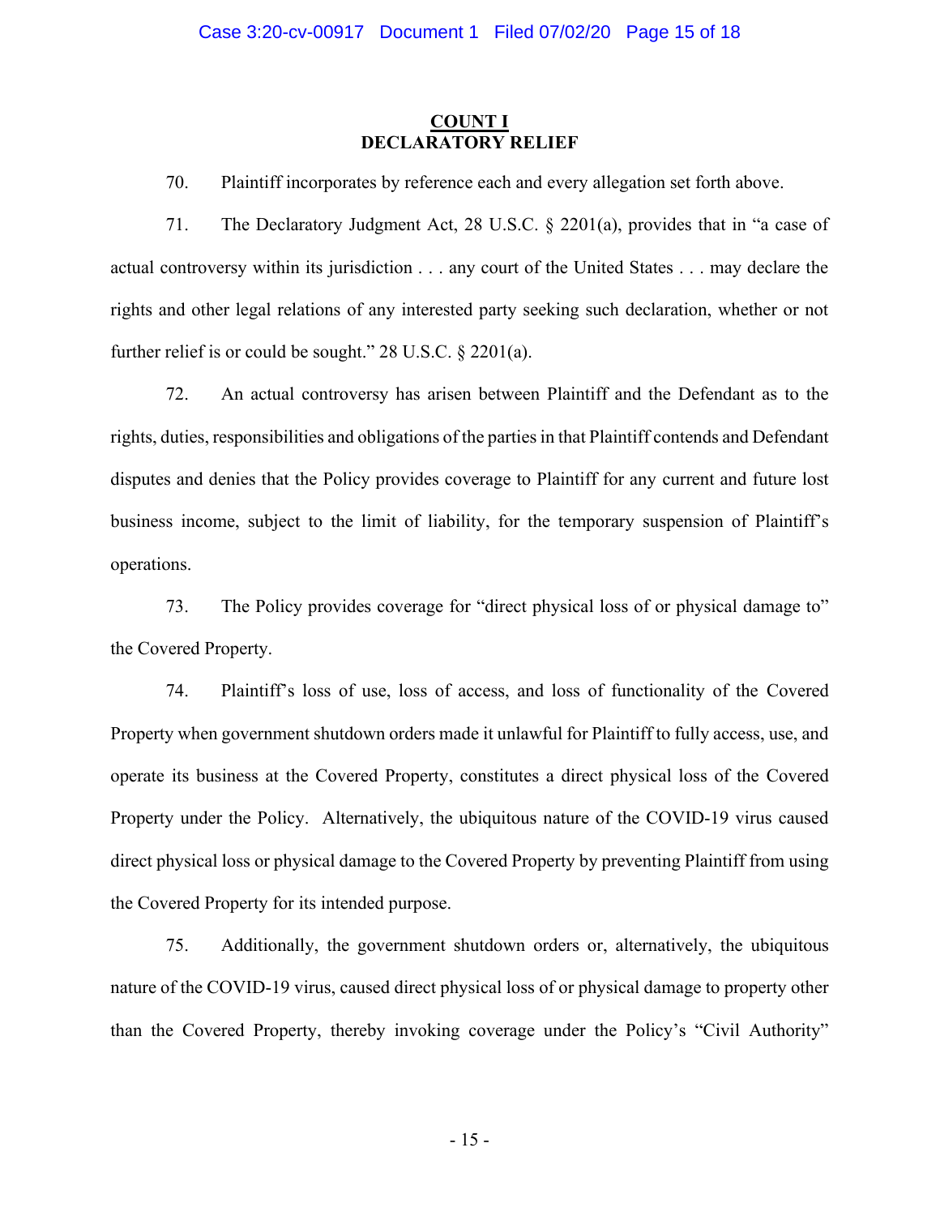## COUNT I
## DECLARATORY RELIEF

70. Plaintiff incorporates by reference each and every allegation set forth above.

71. The Declaratory Judgment Act, 28 U.S.C. § 2201(a), provides that in "a case of actual controversy within its jurisdiction . . . any court of the United States . . . may declare the rights and other legal relations of any interested party seeking such declaration, whether or not further relief is or could be sought." 28 U.S.C. § 2201(a).

72. An actual controversy has arisen between Plaintiff and the Defendant as to the rights, duties, responsibilities and obligations of the parties in that Plaintiff contends and Defendant disputes and denies that the Policy provides coverage to Plaintiff for any current and future lost business income, subject to the limit of liability, for the temporary suspension of Plaintiff's operations.

73. The Policy provides coverage for "direct physical loss of or physical damage to" the Covered Property.

74. Plaintiff's loss of use, loss of access, and loss of functionality of the Covered Property when government shutdown orders made it unlawful for Plaintiff to fully access, use, and operate its business at the Covered Property, constitutes a direct physical loss of the Covered Property under the Policy. Alternatively, the ubiquitous nature of the COVID-19 virus caused direct physical loss or physical damage to the Covered Property by preventing Plaintiff from using the Covered Property for its intended purpose.

75. Additionally, the government shutdown orders or, alternatively, the ubiquitous nature of the COVID-19 virus, caused direct physical loss of or physical damage to property other than the Covered Property, thereby invoking coverage under the Policy's "Civil Authority"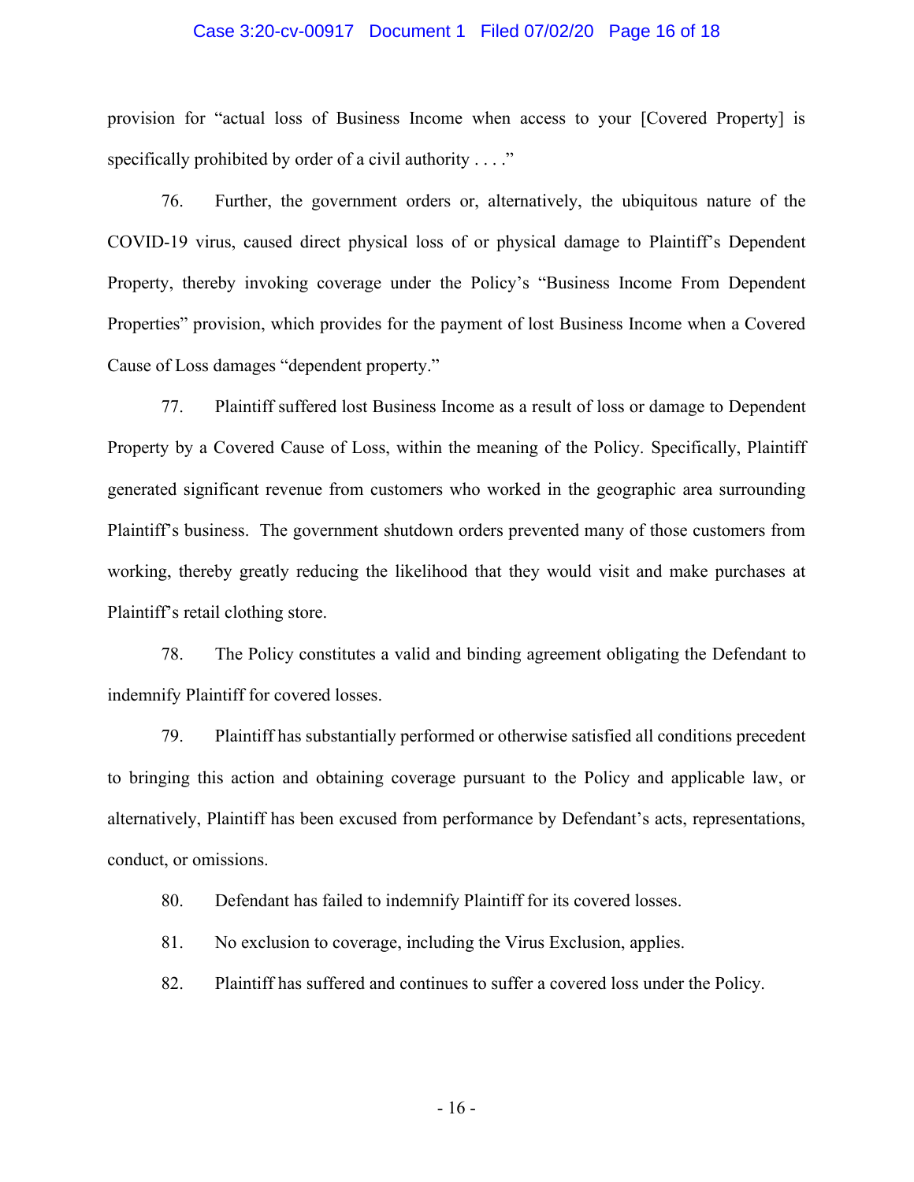provision for "actual loss of Business Income when access to your [Covered Property] is specifically prohibited by order of a civil authority . . . ."

76. Further, the government orders or, alternatively, the ubiquitous nature of the COVID-19 virus, caused direct physical loss of or physical damage to Plaintiff's Dependent Property, thereby invoking coverage under the Policy's "Business Income From Dependent Properties" provision, which provides for the payment of lost Business Income when a Covered Cause of Loss damages "dependent property."

77. Plaintiff suffered lost Business Income as a result of loss or damage to Dependent Property by a Covered Cause of Loss, within the meaning of the Policy. Specifically, Plaintiff generated significant revenue from customers who worked in the geographic area surrounding Plaintiff's business. The government shutdown orders prevented many of those customers from working, thereby greatly reducing the likelihood that they would visit and make purchases at Plaintiff's retail clothing store.

78. The Policy constitutes a valid and binding agreement obligating the Defendant to indemnify Plaintiff for covered losses.

79. Plaintiff has substantially performed or otherwise satisfied all conditions precedent to bringing this action and obtaining coverage pursuant to the Policy and applicable law, or alternatively, Plaintiff has been excused from performance by Defendant's acts, representations, conduct, or omissions.

80. Defendant has failed to indemnify Plaintiff for its covered losses.

81. No exclusion to coverage, including the Virus Exclusion, applies.

82. Plaintiff has suffered and continues to suffer a covered loss under the Policy.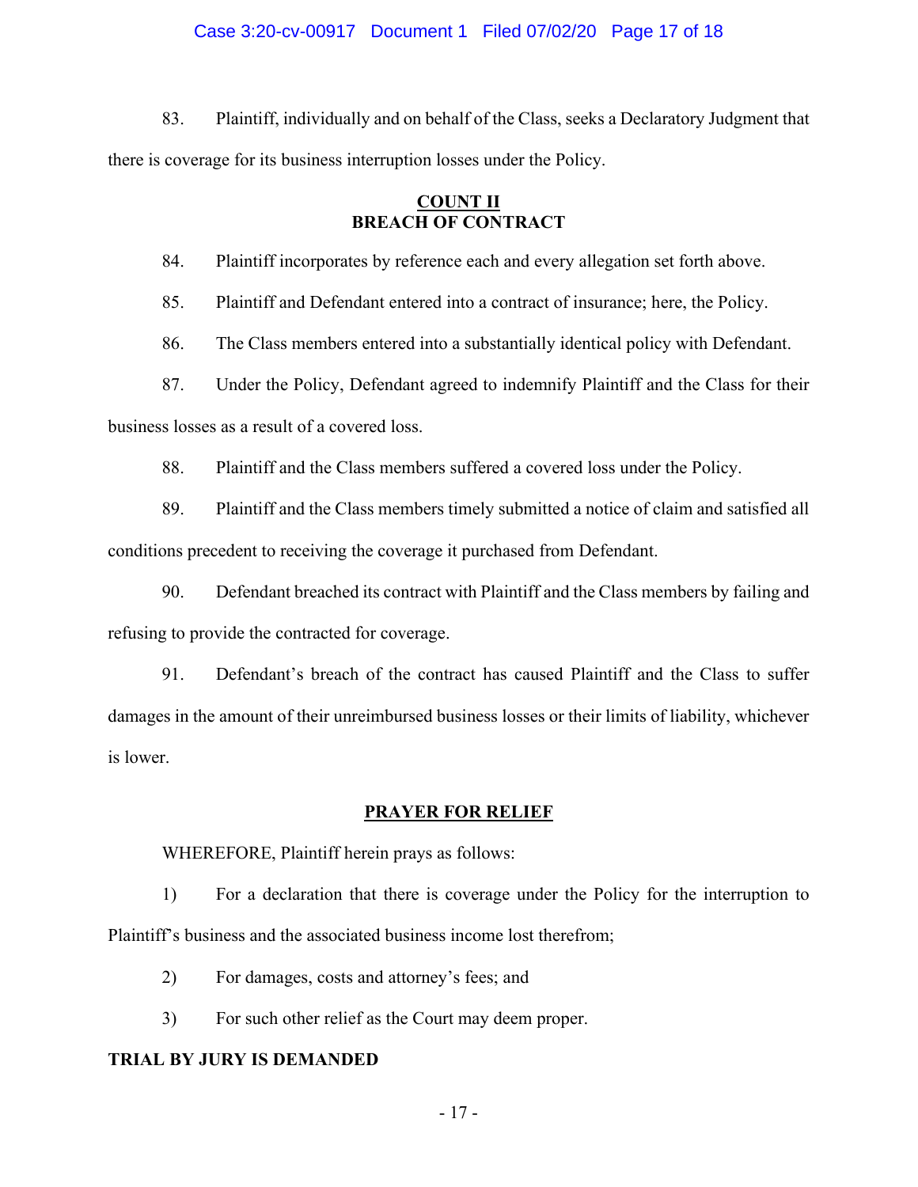83. Plaintiff, individually and on behalf of the Class, seeks a Declaratory Judgment that there is coverage for its business interruption losses under the Policy.

## COUNT II
## BREACH OF CONTRACT

84. Plaintiff incorporates by reference each and every allegation set forth above.

85. Plaintiff and Defendant entered into a contract of insurance; here, the Policy.

86. The Class members entered into a substantially identical policy with Defendant.

87. Under the Policy, Defendant agreed to indemnify Plaintiff and the Class for their business losses as a result of a covered loss.

88. Plaintiff and the Class members suffered a covered loss under the Policy.

89. Plaintiff and the Class members timely submitted a notice of claim and satisfied all conditions precedent to receiving the coverage it purchased from Defendant.

90. Defendant breached its contract with Plaintiff and the Class members by failing and refusing to provide the contracted for coverage.

91. Defendant's breach of the contract has caused Plaintiff and the Class to suffer damages in the amount of their unreimbursed business losses or their limits of liability, whichever is lower.

## PRAYER FOR RELIEF

WHEREFORE, Plaintiff herein prays as follows:

1) For a declaration that there is coverage under the Policy for the interruption to Plaintiff's business and the associated business income lost therefrom;

2) For damages, costs and attorney's fees; and

3) For such other relief as the Court may deem proper.

**TRIAL BY JURY IS DEMANDED**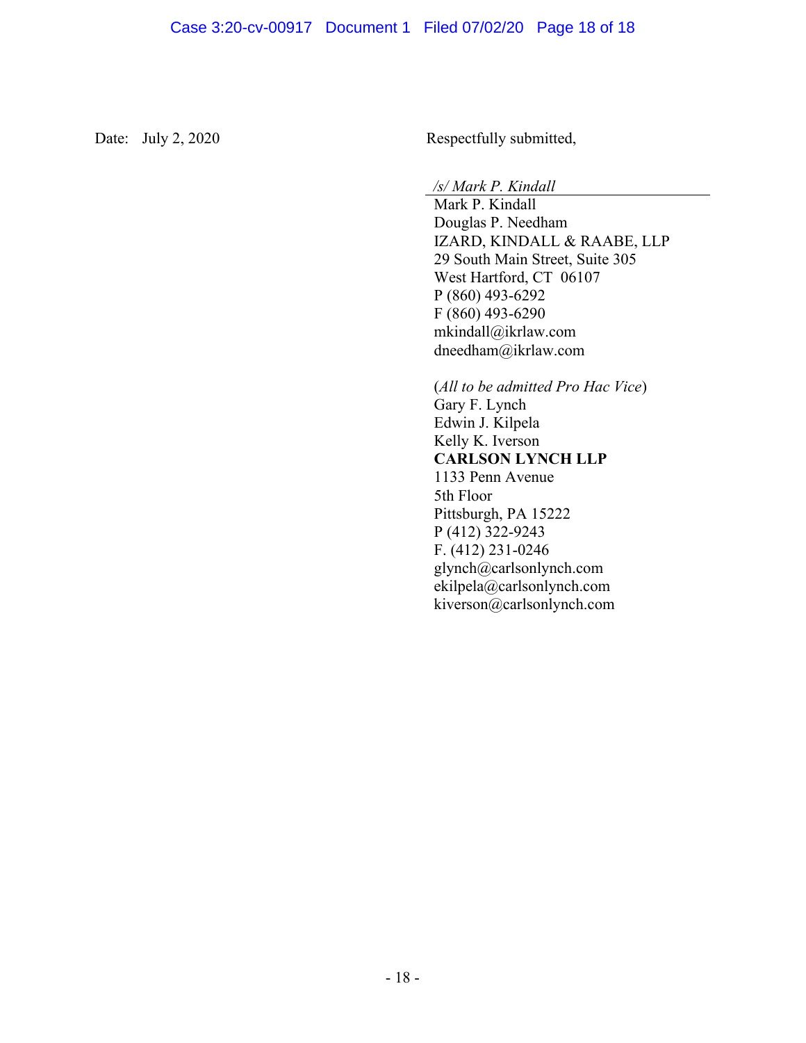Date: July 2, 2020

Respectfully submitted,

*/s/ Mark P. Kindall*

Mark P. Kindall
Douglas P. Needham
IZARD, KINDALL & RAABE, LLP
29 South Main Street, Suite 305
West Hartford, CT 06107
P (860) 493-6292
F (860) 493-6290
mkindall@ikrlaw.com
dneedham@ikrlaw.com

(*All to be admitted Pro Hac Vice*)
Gary F. Lynch
Edwin J. Kilpela
Kelly K. Iverson
**CARLSON LYNCH LLP**
1133 Penn Avenue
5th Floor
Pittsburgh, PA 15222
P (412) 322-9243
F. (412) 231-0246
glynch@carlsonlynch.com
ekilpela@carlsonlynch.com
kiverson@carlsonlynch.com